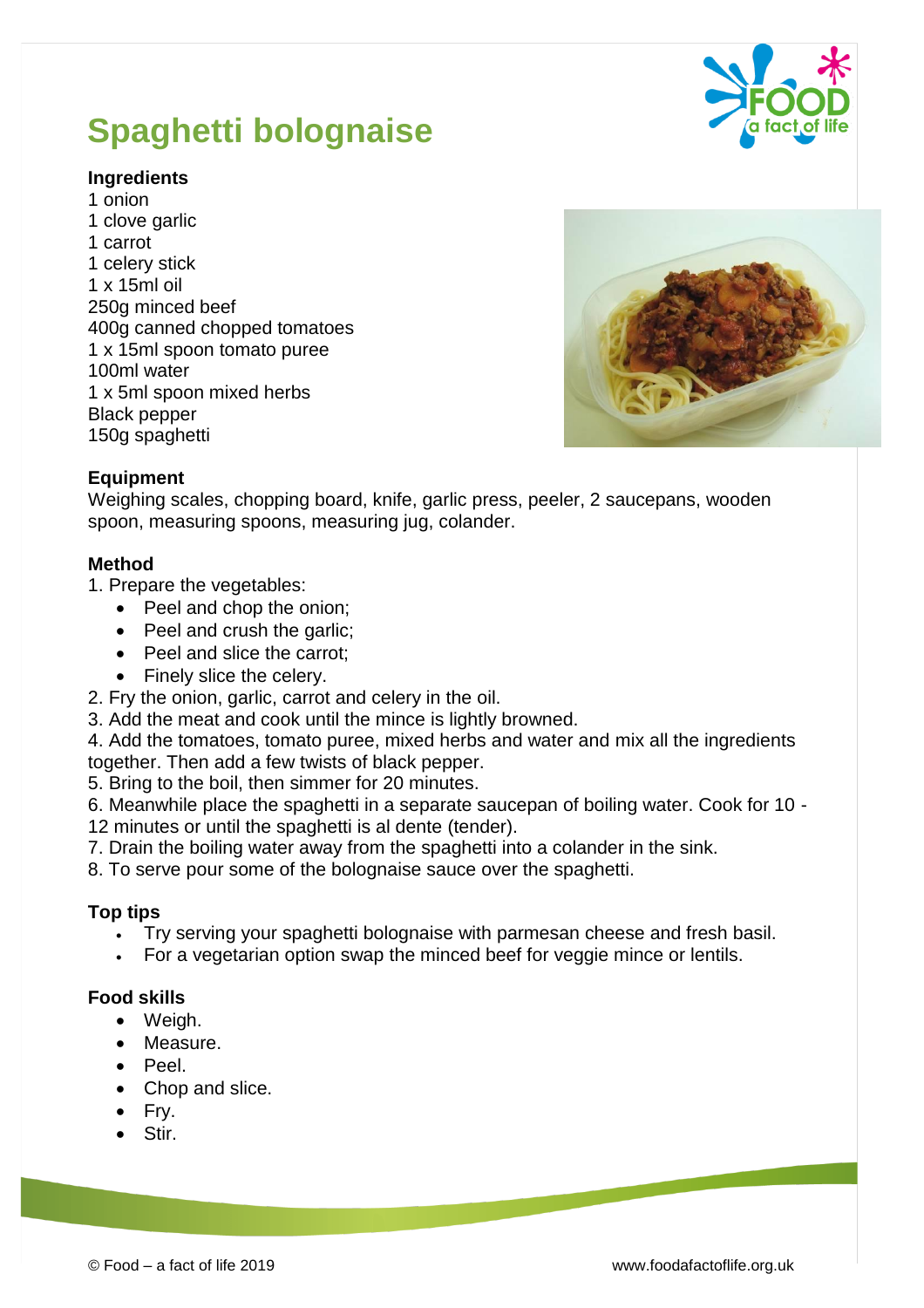# Spaghetti bolognaise

**Ingredients**

1 onion
1 clove garlic
1 carrot
1 celery stick
1 x 15ml oil
250g minced beef
400g canned chopped tomatoes
1 x 15ml spoon tomato puree
100ml water
1 x 5ml spoon mixed herbs
Black pepper
150g spaghetti

**Equipment**

Weighing scales, chopping board, knife, garlic press, peeler, 2 saucepans, wooden spoon, measuring spoons, measuring jug, colander.

**Method**

1. Prepare the vegetables:
   - Peel and chop the onion;
   - Peel and crush the garlic;
   - Peel and slice the carrot;
   - Finely slice the celery.
2. Fry the onion, garlic, carrot and celery in the oil.
3. Add the meat and cook until the mince is lightly browned.
4. Add the tomatoes, tomato puree, mixed herbs and water and mix all the ingredients together. Then add a few twists of black pepper.
5. Bring to the boil, then simmer for 20 minutes.
6. Meanwhile place the spaghetti in a separate saucepan of boiling water. Cook for 10 - 12 minutes or until the spaghetti is al dente (tender).
7. Drain the boiling water away from the spaghetti into a colander in the sink.
8. To serve pour some of the bolognaise sauce over the spaghetti.

**Top tips**

- Try serving your spaghetti bolognaise with parmesan cheese and fresh basil.
- For a vegetarian option swap the minced beef for veggie mince or lentils.

**Food skills**

- Weigh.
- Measure.
- Peel.
- Chop and slice.
- Fry.
- Stir.

© Food – a fact of life 2019 www.foodafactoflife.org.uk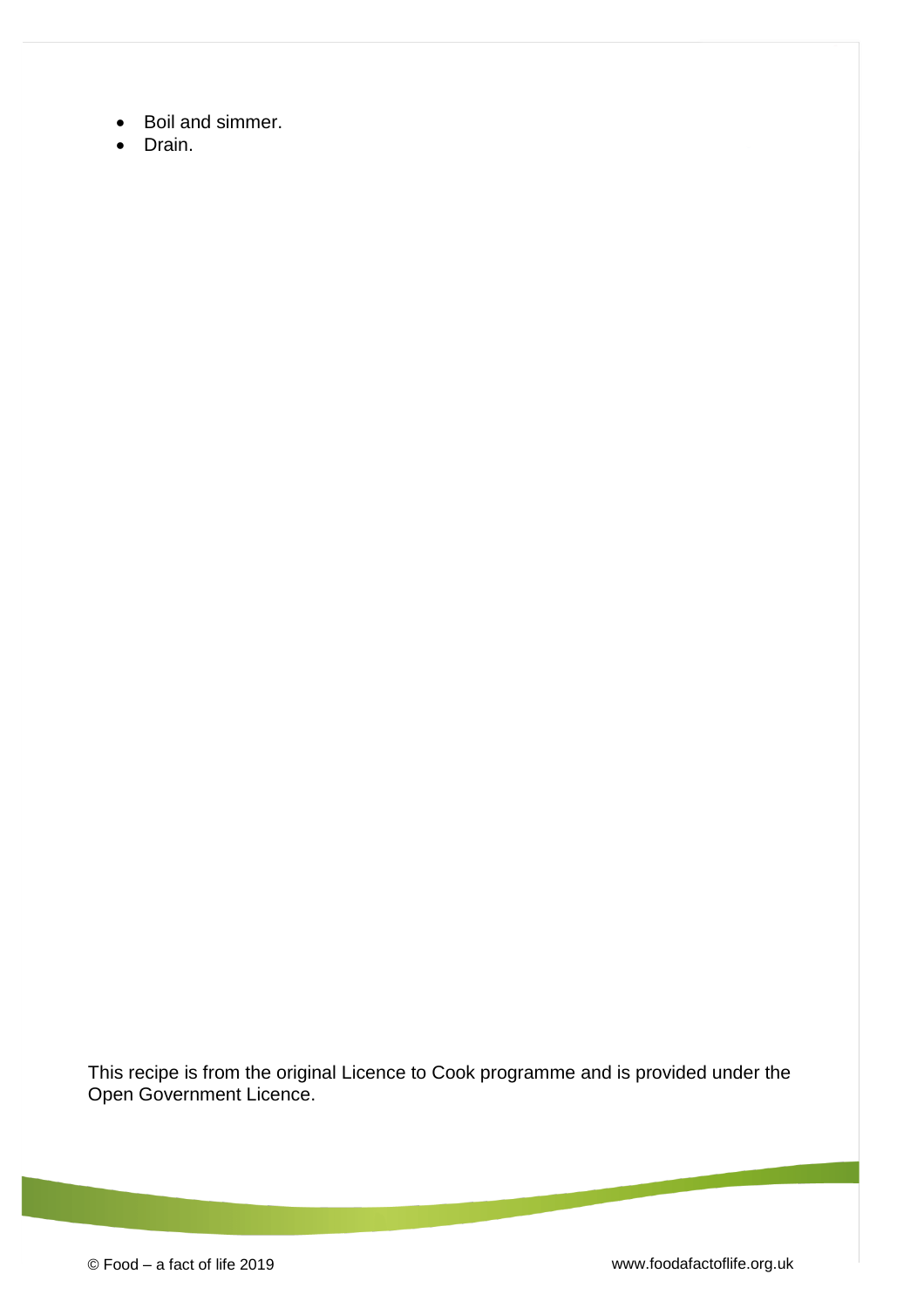- Boil and simmer.
- Drain.

This recipe is from the original Licence to Cook programme and is provided under the Open Government Licence.